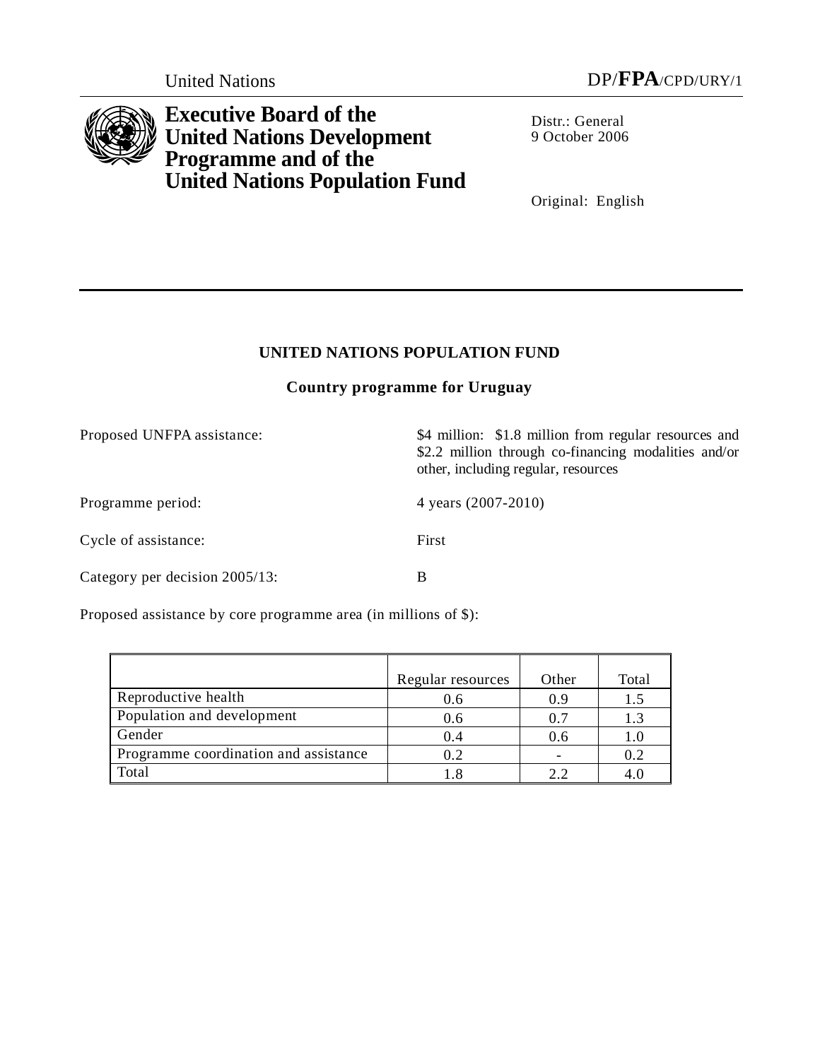United Nations DP/FPA/CPD/URY/1

**Executive Board of the United Nations Development Programme and of the United Nations Population Fund**

Distr.: General
9 October 2006

Original: English

## UNITED NATIONS POPULATION FUND

### Country programme for Uruguay

Proposed UNFPA assistance: $4 million: $1.8 million from regular resources and $2.2 million through co-financing modalities and/or other, including regular, resources

Programme period: 4 years (2007-2010)

Cycle of assistance: First

Category per decision 2005/13: B

Proposed assistance by core programme area (in millions of $):

| | Regular resources | Other | Total |
|---|---|---|---|
| Reproductive health | 0.6 | 0.9 | 1.5 |
| Population and development | 0.6 | 0.7 | 1.3 |
| Gender | 0.4 | 0.6 | 1.0 |
| Programme coordination and assistance | 0.2 | - | 0.2 |
| Total | 1.8 | 2.2 | 4.0 |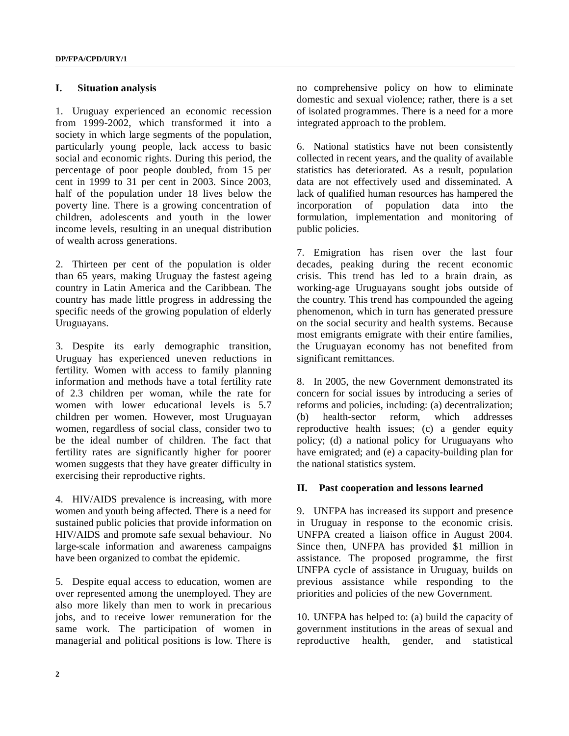## I. Situation analysis

1. Uruguay experienced an economic recession from 1999-2002, which transformed it into a society in which large segments of the population, particularly young people, lack access to basic social and economic rights. During this period, the percentage of poor people doubled, from 15 per cent in 1999 to 31 per cent in 2003. Since 2003, half of the population under 18 lives below the poverty line. There is a growing concentration of children, adolescents and youth in the lower income levels, resulting in an unequal distribution of wealth across generations.

2. Thirteen per cent of the population is older than 65 years, making Uruguay the fastest ageing country in Latin America and the Caribbean. The country has made little progress in addressing the specific needs of the growing population of elderly Uruguayans.

3. Despite its early demographic transition, Uruguay has experienced uneven reductions in fertility. Women with access to family planning information and methods have a total fertility rate of 2.3 children per woman, while the rate for women with lower educational levels is 5.7 children per women. However, most Uruguayan women, regardless of social class, consider two to be the ideal number of children. The fact that fertility rates are significantly higher for poorer women suggests that they have greater difficulty in exercising their reproductive rights.

4. HIV/AIDS prevalence is increasing, with more women and youth being affected. There is a need for sustained public policies that provide information on HIV/AIDS and promote safe sexual behaviour. No large-scale information and awareness campaigns have been organized to combat the epidemic.

5. Despite equal access to education, women are over represented among the unemployed. They are also more likely than men to work in precarious jobs, and to receive lower remuneration for the same work. The participation of women in managerial and political positions is low. There is no comprehensive policy on how to eliminate domestic and sexual violence; rather, there is a set of isolated programmes. There is a need for a more integrated approach to the problem.

6. National statistics have not been consistently collected in recent years, and the quality of available statistics has deteriorated. As a result, population data are not effectively used and disseminated. A lack of qualified human resources has hampered the incorporation of population data into the formulation, implementation and monitoring of public policies.

7. Emigration has risen over the last four decades, peaking during the recent economic crisis. This trend has led to a brain drain, as working-age Uruguayans sought jobs outside of the country. This trend has compounded the ageing phenomenon, which in turn has generated pressure on the social security and health systems. Because most emigrants emigrate with their entire families, the Uruguayan economy has not benefited from significant remittances.

8. In 2005, the new Government demonstrated its concern for social issues by introducing a series of reforms and policies, including: (a) decentralization; (b) health-sector reform, which addresses reproductive health issues; (c) a gender equity policy; (d) a national policy for Uruguayans who have emigrated; and (e) a capacity-building plan for the national statistics system.

## II. Past cooperation and lessons learned

9. UNFPA has increased its support and presence in Uruguay in response to the economic crisis. UNFPA created a liaison office in August 2004. Since then, UNFPA has provided $1 million in assistance. The proposed programme, the first UNFPA cycle of assistance in Uruguay, builds on previous assistance while responding to the priorities and policies of the new Government.

10. UNFPA has helped to: (a) build the capacity of government institutions in the areas of sexual and reproductive health, gender, and statistical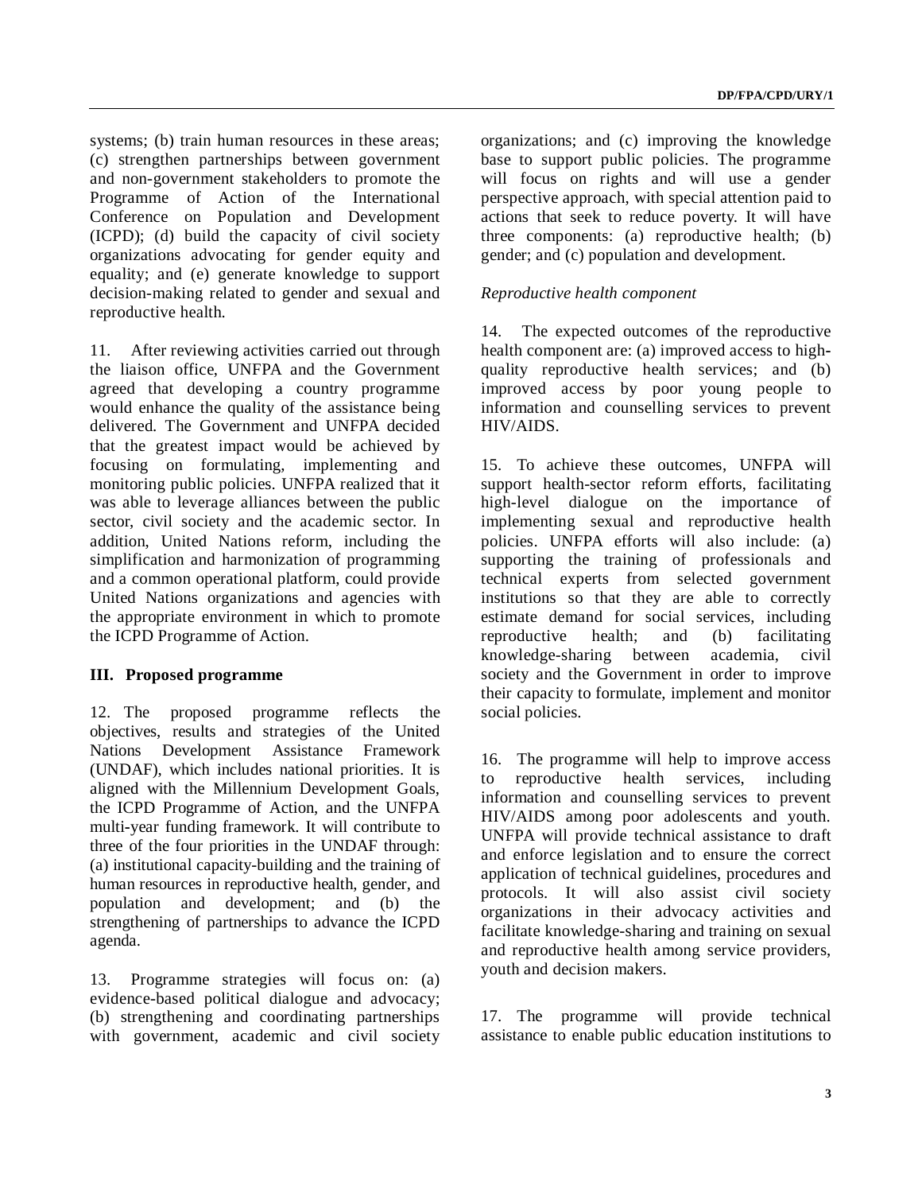systems; (b) train human resources in these areas; (c) strengthen partnerships between government and non-government stakeholders to promote the Programme of Action of the International Conference on Population and Development (ICPD); (d) build the capacity of civil society organizations advocating for gender equity and equality; and (e) generate knowledge to support decision-making related to gender and sexual and reproductive health.

11. After reviewing activities carried out through the liaison office, UNFPA and the Government agreed that developing a country programme would enhance the quality of the assistance being delivered. The Government and UNFPA decided that the greatest impact would be achieved by focusing on formulating, implementing and monitoring public policies. UNFPA realized that it was able to leverage alliances between the public sector, civil society and the academic sector. In addition, United Nations reform, including the simplification and harmonization of programming and a common operational platform, could provide United Nations organizations and agencies with the appropriate environment in which to promote the ICPD Programme of Action.

## III. Proposed programme

12. The proposed programme reflects the objectives, results and strategies of the United Nations Development Assistance Framework (UNDAF), which includes national priorities. It is aligned with the Millennium Development Goals, the ICPD Programme of Action, and the UNFPA multi-year funding framework. It will contribute to three of the four priorities in the UNDAF through: (a) institutional capacity-building and the training of human resources in reproductive health, gender, and population and development; and (b) the strengthening of partnerships to advance the ICPD agenda.

13. Programme strategies will focus on: (a) evidence-based political dialogue and advocacy; (b) strengthening and coordinating partnerships with government, academic and civil society organizations; and (c) improving the knowledge base to support public policies. The programme will focus on rights and will use a gender perspective approach, with special attention paid to actions that seek to reduce poverty. It will have three components: (a) reproductive health; (b) gender; and (c) population and development.

*Reproductive health component*

14. The expected outcomes of the reproductive health component are: (a) improved access to high-quality reproductive health services; and (b) improved access by poor young people to information and counselling services to prevent HIV/AIDS.

15. To achieve these outcomes, UNFPA will support health-sector reform efforts, facilitating high-level dialogue on the importance of implementing sexual and reproductive health policies. UNFPA efforts will also include: (a) supporting the training of professionals and technical experts from selected government institutions so that they are able to correctly estimate demand for social services, including reproductive health; and (b) facilitating knowledge-sharing between academia, civil society and the Government in order to improve their capacity to formulate, implement and monitor social policies.

16. The programme will help to improve access to reproductive health services, including information and counselling services to prevent HIV/AIDS among poor adolescents and youth. UNFPA will provide technical assistance to draft and enforce legislation and to ensure the correct application of technical guidelines, procedures and protocols. It will also assist civil society organizations in their advocacy activities and facilitate knowledge-sharing and training on sexual and reproductive health among service providers, youth and decision makers.

17. The programme will provide technical assistance to enable public education institutions to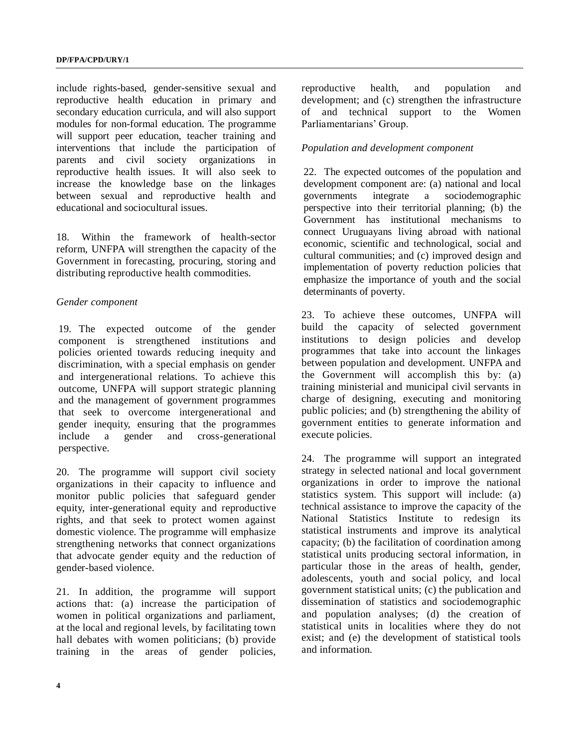include rights-based, gender-sensitive sexual and reproductive health education in primary and secondary education curricula, and will also support modules for non-formal education. The programme will support peer education, teacher training and interventions that include the participation of parents and civil society organizations in reproductive health issues. It will also seek to increase the knowledge base on the linkages between sexual and reproductive health and educational and sociocultural issues.

18. Within the framework of health-sector reform, UNFPA will strengthen the capacity of the Government in forecasting, procuring, storing and distributing reproductive health commodities.

*Gender component*

19. The expected outcome of the gender component is strengthened institutions and policies oriented towards reducing inequity and discrimination, with a special emphasis on gender and intergenerational relations. To achieve this outcome, UNFPA will support strategic planning and the management of government programmes that seek to overcome intergenerational and gender inequity, ensuring that the programmes include a gender and cross-generational perspective.

20. The programme will support civil society organizations in their capacity to influence and monitor public policies that safeguard gender equity, inter-generational equity and reproductive rights, and that seek to protect women against domestic violence. The programme will emphasize strengthening networks that connect organizations that advocate gender equity and the reduction of gender-based violence.

21. In addition, the programme will support actions that: (a) increase the participation of women in political organizations and parliament, at the local and regional levels, by facilitating town hall debates with women politicians; (b) provide training in the areas of gender policies, reproductive health, and population and development; and (c) strengthen the infrastructure of and technical support to the Women Parliamentarians' Group.

*Population and development component*

22. The expected outcomes of the population and development component are: (a) national and local governments integrate a sociodemographic perspective into their territorial planning; (b) the Government has institutional mechanisms to connect Uruguayans living abroad with national economic, scientific and technological, social and cultural communities; and (c) improved design and implementation of poverty reduction policies that emphasize the importance of youth and the social determinants of poverty.

23. To achieve these outcomes, UNFPA will build the capacity of selected government institutions to design policies and develop programmes that take into account the linkages between population and development. UNFPA and the Government will accomplish this by: (a) training ministerial and municipal civil servants in charge of designing, executing and monitoring public policies; and (b) strengthening the ability of government entities to generate information and execute policies.

24. The programme will support an integrated strategy in selected national and local government organizations in order to improve the national statistics system. This support will include: (a) technical assistance to improve the capacity of the National Statistics Institute to redesign its statistical instruments and improve its analytical capacity; (b) the facilitation of coordination among statistical units producing sectoral information, in particular those in the areas of health, gender, adolescents, youth and social policy, and local government statistical units; (c) the publication and dissemination of statistics and sociodemographic and population analyses; (d) the creation of statistical units in localities where they do not exist; and (e) the development of statistical tools and information.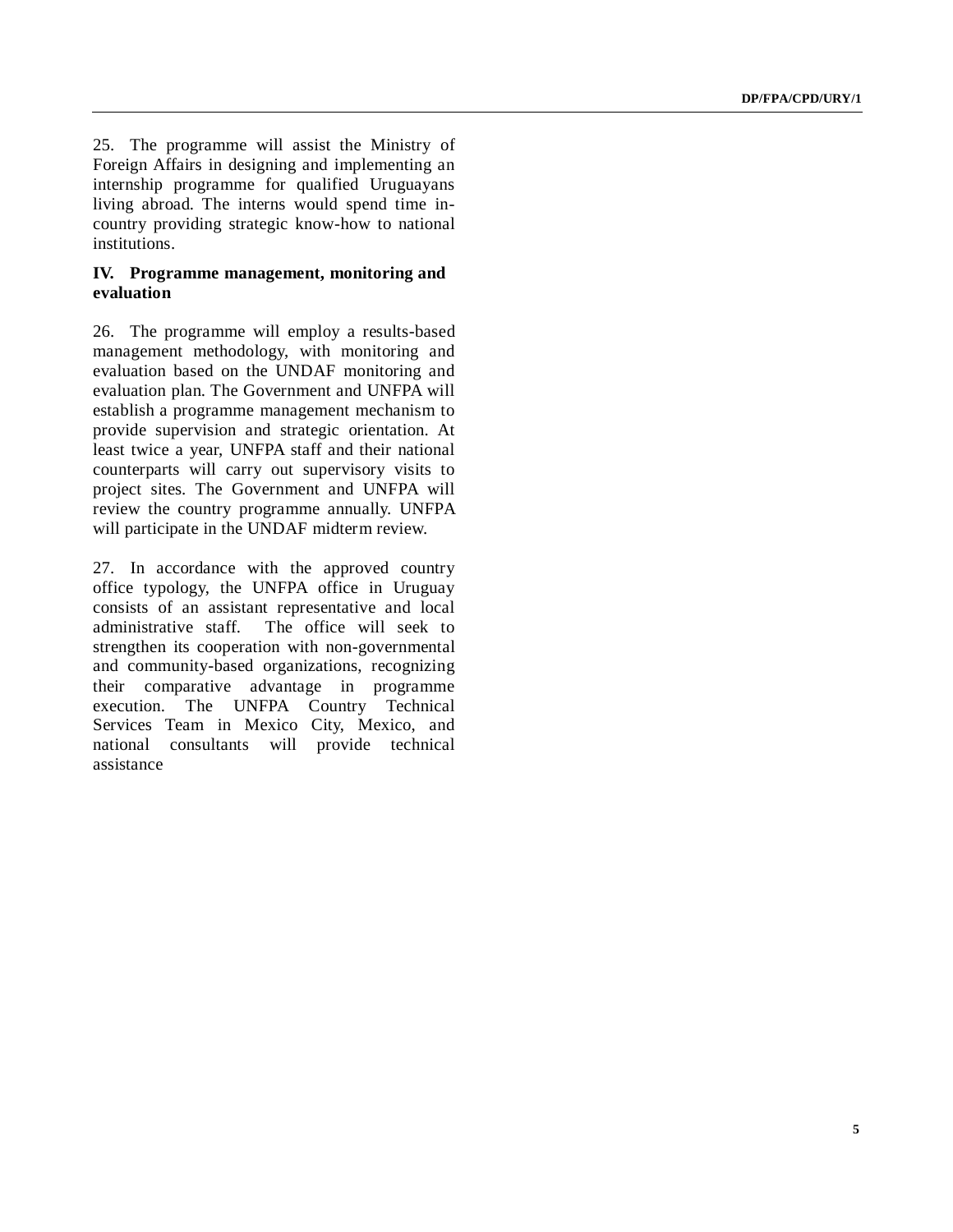25. The programme will assist the Ministry of Foreign Affairs in designing and implementing an internship programme for qualified Uruguayans living abroad. The interns would spend time in-country providing strategic know-how to national institutions.

## IV. Programme management, monitoring and evaluation

26. The programme will employ a results-based management methodology, with monitoring and evaluation based on the UNDAF monitoring and evaluation plan. The Government and UNFPA will establish a programme management mechanism to provide supervision and strategic orientation. At least twice a year, UNFPA staff and their national counterparts will carry out supervisory visits to project sites. The Government and UNFPA will review the country programme annually. UNFPA will participate in the UNDAF midterm review.

27. In accordance with the approved country office typology, the UNFPA office in Uruguay consists of an assistant representative and local administrative staff. The office will seek to strengthen its cooperation with non-governmental and community-based organizations, recognizing their comparative advantage in programme execution. The UNFPA Country Technical Services Team in Mexico City, Mexico, and national consultants will provide technical assistance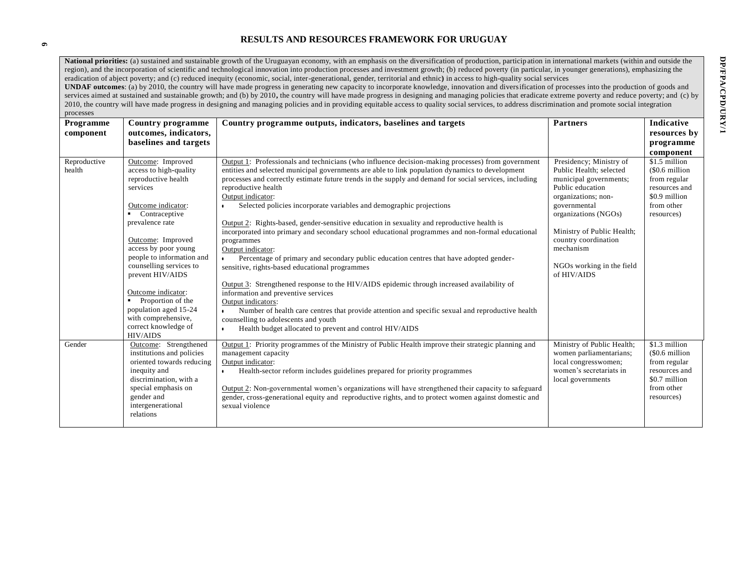# RESULTS AND RESOURCES FRAMEWORK FOR URUGUAY

**National priorities:** (a) sustained and sustainable growth of the Uruguayan economy, with an emphasis on the diversification of production, participation in international markets (within and outside the region), and the incorporation of scientific and technological innovation into production processes and investment growth; (b) reduced poverty (in particular, in younger generations), emphasizing the eradication of abject poverty; and (c) reduced inequity (economic, social, inter-generational, gender, territorial and ethnic**)** in access to high-quality social services
**UNDAF outcomes**: (a) by 2010, the country will have made progress in generating new capacity to incorporate knowledge, innovation and diversification of processes into the production of goods and services aimed at sustained and sustainable growth; and (b) by 2010**,** the country will have made progress in designing and managing policies that eradicate extreme poverty and reduce poverty; and (c) by 2010, the country will have made progress in designing and managing policies and in providing equitable access to quality social services, to address discrimination and promote social integration processes

| Programme component | Country programme outcomes, indicators, baselines and targets | Country programme outputs, indicators, baselines and targets | Partners | Indicative resources by programme component |
|---|---|---|---|---|
| Reproductive health | Outcome: Improved access to high-quality reproductive health services<br><br>Outcome indicator:<br>▪ Contraceptive prevalence rate<br><br>Outcome: Improved access by poor young people to information and counselling services to prevent HIV/AIDS<br><br>Outcome indicator:<br>▪ Proportion of the population aged 15-24 with comprehensive, correct knowledge of HIV/AIDS | Output 1: Professionals and technicians (who influence decision-making processes) from government entities and selected municipal governments are able to link population dynamics to development processes and correctly estimate future trends in the supply and demand for social services, including reproductive health<br>Output indicator:<br>• Selected policies incorporate variables and demographic projections<br><br>Output 2: Rights-based, gender-sensitive education in sexuality and reproductive health is incorporated into primary and secondary school educational programmes and non-formal educational programmes<br>Output indicator:<br>• Percentage of primary and secondary public education centres that have adopted gender-sensitive, rights-based educational programmes<br><br>Output 3: Strengthened response to the HIV/AIDS epidemic through increased availability of information and preventive services<br>Output indicators:<br>• Number of health care centres that provide attention and specific sexual and reproductive health counselling to adolescents and youth<br>• Health budget allocated to prevent and control HIV/AIDS | Presidency; Ministry of Public Health; selected municipal governments; Public education organizations; non-governmental organizations (NGOs)<br><br>Ministry of Public Health; country coordination mechanism<br><br>NGOs working in the field of HIV/AIDS | $1.5 million ($0.6 million from regular resources and $0.9 million from other resources) |
| Gender | Outcome: Strengthened institutions and policies oriented towards reducing inequity and discrimination, with a special emphasis on gender and intergenerational relations | Output 1: Priority programmes of the Ministry of Public Health improve their strategic planning and management capacity<br>Output indicator:<br>• Health-sector reform includes guidelines prepared for priority programmes<br><br>Output 2: Non-governmental women's organizations will have strengthened their capacity to safeguard gender, cross-generational equity and reproductive rights, and to protect women against domestic and sexual violence | Ministry of Public Health; women parliamentarians; local congresswomen; women's secretariats in local governments | $1.3 million ($0.6 million from regular resources and $0.7 million from other resources) |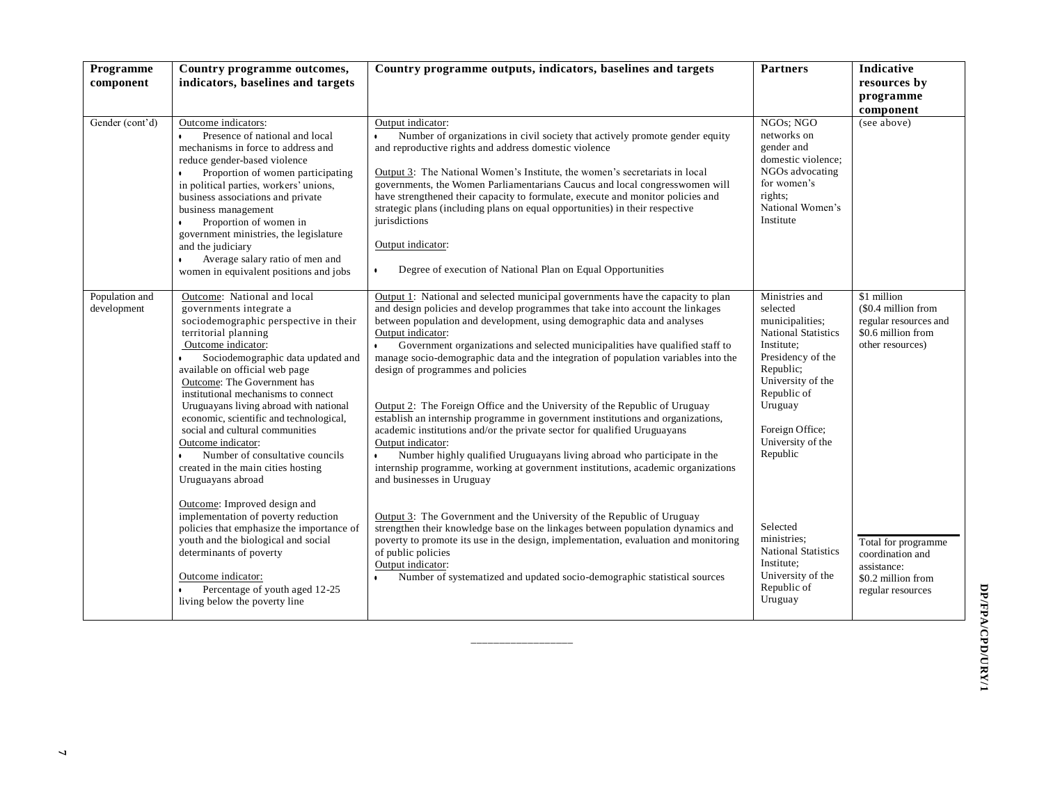| Programme component | Country programme outcomes, indicators, baselines and targets | Country programme outputs, indicators, baselines and targets | Partners | Indicative resources by programme component |
|---|---|---|---|---|
| Gender (cont'd) | Outcome indicators:<br>• Presence of national and local mechanisms in force to address and reduce gender-based violence<br>• Proportion of women participating in political parties, workers' unions, business associations and private business management<br>• Proportion of women in government ministries, the legislature and the judiciary<br>• Average salary ratio of men and women in equivalent positions and jobs | Output indicator:<br>• Number of organizations in civil society that actively promote gender equity and reproductive rights and address domestic violence<br><br>Output 3: The National Women's Institute, the women's secretariats in local governments, the Women Parliamentarians Caucus and local congresswomen will have strengthened their capacity to formulate, execute and monitor policies and strategic plans (including plans on equal opportunities) in their respective jurisdictions<br><br>Output indicator:<br>• Degree of execution of National Plan on Equal Opportunities | NGOs; NGO networks on gender and domestic violence; NGOs advocating for women's rights; National Women's Institute | (see above) |
| Population and development | Outcome: National and local governments integrate a sociodemographic perspective in their territorial planning<br>Outcome indicator:<br>• Sociodemographic data updated and available on official web page<br>Outcome: The Government has institutional mechanisms to connect Uruguayans living abroad with national economic, scientific and technological, social and cultural communities<br>Outcome indicator:<br>• Number of consultative councils created in the main cities hosting Uruguayans abroad<br><br>Outcome: Improved design and implementation of poverty reduction policies that emphasize the importance of youth and the biological and social determinants of poverty<br><br>Outcome indicator:<br>• Percentage of youth aged 12-25 living below the poverty line | Output 1: National and selected municipal governments have the capacity to plan and design policies and develop programmes that take into account the linkages between population and development, using demographic data and analyses<br>Output indicator:<br>• Government organizations and selected municipalities have qualified staff to manage socio-demographic data and the integration of population variables into the design of programmes and policies<br><br>Output 2: The Foreign Office and the University of the Republic of Uruguay establish an internship programme in government institutions and organizations, academic institutions and/or the private sector for qualified Uruguayans<br>Output indicator:<br>• Number highly qualified Uruguayans living abroad who participate in the internship programme, working at government institutions, academic organizations and businesses in Uruguay<br><br>Output 3: The Government and the University of the Republic of Uruguay strengthen their knowledge base on the linkages between population dynamics and poverty to promote its use in the design, implementation, evaluation and monitoring of public policies<br>Output indicator:<br>• Number of systematized and updated socio-demographic statistical sources | Ministries and selected municipalities; National Statistics Institute; Presidency of the Republic; University of the Republic of Uruguay<br><br>Foreign Office; University of the Republic<br><br>Selected ministries; National Statistics Institute; University of the Republic of Uruguay | $1 million ($0.4 million from regular resources and $0.6 million from other resources)<br><br>Total for programme coordination and assistance: $0.2 million from regular resources |